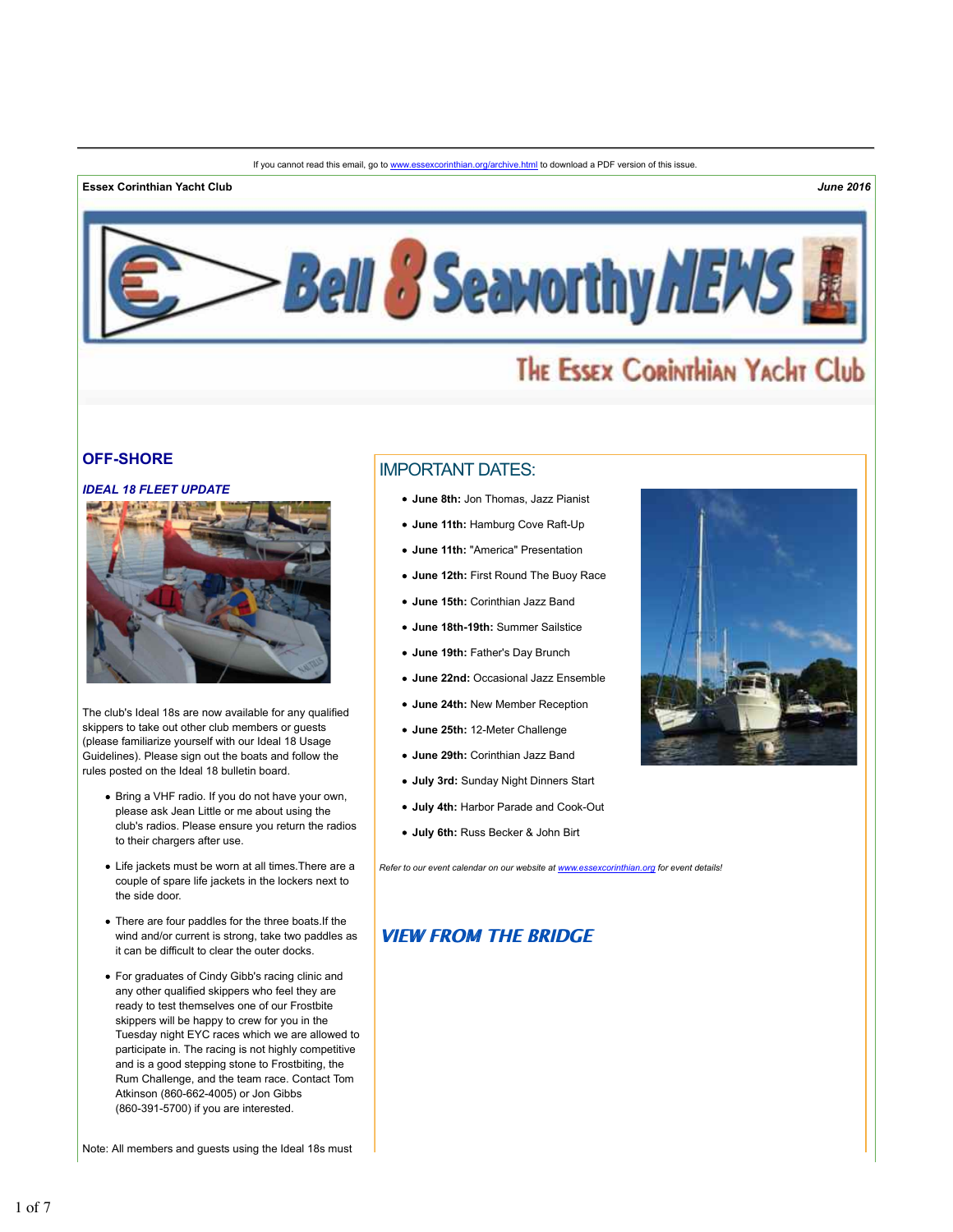If you cannot read this email, go to www.essexcorinthian.org/archive.html to download a PDF version of this issue.

**Essex Corinthian Yacht Club** ***June 2016***

# Bell 8 Seaworthy NEWS

The Essex Corinthian Yacht Club

## OFF-SHORE

### *IDEAL 18 FLEET UPDATE*

The club's Ideal 18s are now available for any qualified skippers to take out other club members or guests (please familiarize yourself with our Ideal 18 Usage Guidelines). Please sign out the boats and follow the rules posted on the Ideal 18 bulletin board.

- Bring a VHF radio. If you do not have your own, please ask Jean Little or me about using the club's radios. Please ensure you return the radios to their chargers after use.
- Life jackets must be worn at all times.There are a couple of spare life jackets in the lockers next to the side door.
- There are four paddles for the three boats.If the wind and/or current is strong, take two paddles as it can be difficult to clear the outer docks.
- For graduates of Cindy Gibb's racing clinic and any other qualified skippers who feel they are ready to test themselves one of our Frostbite skippers will be happy to crew for you in the Tuesday night EYC races which we are allowed to participate in. The racing is not highly competitive and is a good stepping stone to Frostbiting, the Rum Challenge, and the team race. Contact Tom Atkinson (860-662-4005) or Jon Gibbs (860-391-5700) if you are interested.

Note: All members and guests using the Ideal 18s must

## IMPORTANT DATES:

- **June 8th:** Jon Thomas, Jazz Pianist
- **June 11th:** Hamburg Cove Raft-Up
- **June 11th:** "America" Presentation
- **June 12th:** First Round The Buoy Race
- **June 15th:** Corinthian Jazz Band
- **June 18th-19th:** Summer Sailstice
- **June 19th:** Father's Day Brunch
- **June 22nd:** Occasional Jazz Ensemble
- **June 24th:** New Member Reception
- **June 25th:** 12-Meter Challenge
- **June 29th:** Corinthian Jazz Band
- **July 3rd:** Sunday Night Dinners Start
- **July 4th:** Harbor Parade and Cook-Out
- **July 6th:** Russ Becker & John Birt

*Refer to our event calendar on our website at www.essexcorinthian.org for event details!*

## *VIEW FROM THE BRIDGE*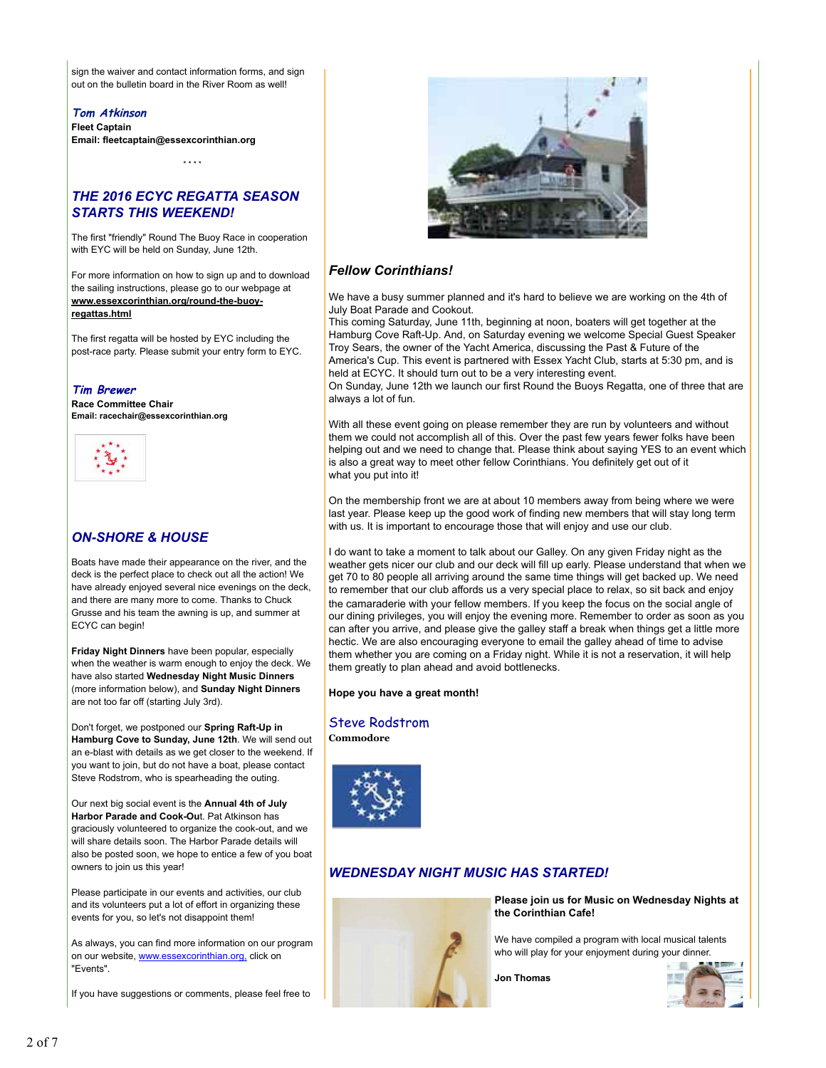sign the waiver and contact information forms, and sign out on the bulletin board in the River Room as well!

*Tom Atkinson*
**Fleet Captain**
**Email: fleetcaptain@essexcorinthian.org**

\* \* \* \*

## *THE 2016 ECYC REGATTA SEASON STARTS THIS WEEKEND!*

The first "friendly" Round The Buoy Race in cooperation with EYC will be held on Sunday, June 12th.

For more information on how to sign up and to download the sailing instructions, please go to our webpage at **www.essexcorinthian.org/round-the-buoy-regattas.html**

The first regatta will be hosted by EYC including the post-race party. Please submit your entry form to EYC.

*Tim Brewer*
**Race Committee Chair**
**Email: racechair@essexcorinthian.org**

## *ON-SHORE & HOUSE*

Boats have made their appearance on the river, and the deck is the perfect place to check out all the action! We have already enjoyed several nice evenings on the deck, and there are many more to come. Thanks to Chuck Grusse and his team the awning is up, and summer at ECYC can begin!

**Friday Night Dinners** have been popular, especially when the weather is warm enough to enjoy the deck. We have also started **Wednesday Night Music Dinners** (more information below), and **Sunday Night Dinners** are not too far off (starting July 3rd).

Don't forget, we postponed our **Spring Raft-Up in Hamburg Cove to Sunday, June 12th**. We will send out an e-blast with details as we get closer to the weekend. If you want to join, but do not have a boat, please contact Steve Rodstrom, who is spearheading the outing.

Our next big social event is the **Annual 4th of July Harbor Parade and Cook-Ou**t. Pat Atkinson has graciously volunteered to organize the cook-out, and we will share details soon. The Harbor Parade details will also be posted soon, we hope to entice a few of you boat owners to join us this year!

Please participate in our events and activities, our club and its volunteers put a lot of effort in organizing these events for you, so let's not disappoint them!

As always, you can find more information on our program on our website, www.essexcorinthian.org, click on "Events".

If you have suggestions or comments, please feel free to

## *Fellow Corinthians!*

We have a busy summer planned and it's hard to believe we are working on the 4th of July Boat Parade and Cookout.
This coming Saturday, June 11th, beginning at noon, boaters will get together at the Hamburg Cove Raft-Up. And, on Saturday evening we welcome Special Guest Speaker Troy Sears, the owner of the Yacht America, discussing the Past & Future of the America's Cup. This event is partnered with Essex Yacht Club, starts at 5:30 pm, and is held at ECYC. It should turn out to be a very interesting event.
On Sunday, June 12th we launch our first Round the Buoys Regatta, one of three that are always a lot of fun.

With all these event going on please remember they are run by volunteers and without them we could not accomplish all of this. Over the past few years fewer folks have been helping out and we need to change that. Please think about saying YES to an event which is also a great way to meet other fellow Corinthians. You definitely get out of it what you put into it!

On the membership front we are at about 10 members away from being where we were last year. Please keep up the good work of finding new members that will stay long term with us. It is important to encourage those that will enjoy and use our club.

I do want to take a moment to talk about our Galley. On any given Friday night as the weather gets nicer our club and our deck will fill up early. Please understand that when we get 70 to 80 people all arriving around the same time things will get backed up. We need to remember that our club affords us a very special place to relax, so sit back and enjoy the camaraderie with your fellow members. If you keep the focus on the social angle of our dining privileges, you will enjoy the evening more. Remember to order as soon as you can after you arrive, and please give the galley staff a break when things get a little more hectic. We are also encouraging everyone to email the galley ahead of time to advise them whether you are coming on a Friday night. While it is not a reservation, it will help them greatly to plan ahead and avoid bottlenecks.

**Hope you have a great month!**

Steve Rodstrom
**Commodore**

## *WEDNESDAY NIGHT MUSIC HAS STARTED!*

**Please join us for Music on Wednesday Nights at the Corinthian Cafe!**

We have compiled a program with local musical talents who will play for your enjoyment during your dinner.

**Jon Thomas**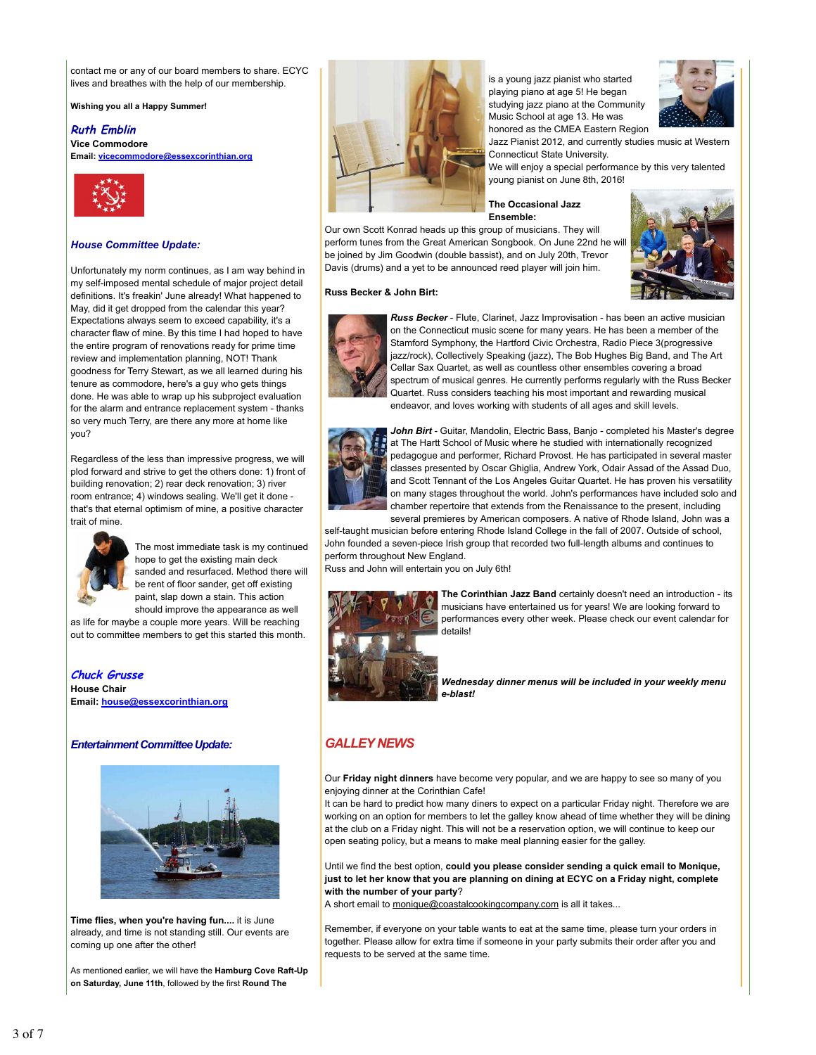contact me or any of our board members to share. ECYC lives and breathes with the help of our membership.

**Wishing you all a Happy Summer!**

***Ruth Emblin***
**Vice Commodore**
**Email:** vicecommodore@essexcorinthian.org

### *House Committee Update:*

Unfortunately my norm continues, as I am way behind in my self-imposed mental schedule of major project detail definitions. It's freakin' June already! What happened to May, did it get dropped from the calendar this year? Expectations always seem to exceed capability, it's a character flaw of mine. By this time I had hoped to have the entire program of renovations ready for prime time review and implementation planning, NOT! Thank goodness for Terry Stewart, as we all learned during his tenure as commodore, here's a guy who gets things done. He was able to wrap up his subproject evaluation for the alarm and entrance replacement system - thanks so very much Terry, are there any more at home like you?

Regardless of the less than impressive progress, we will plod forward and strive to get the others done: 1) front of building renovation; 2) rear deck renovation; 3) river room entrance; 4) windows sealing. We'll get it done - that's that eternal optimism of mine, a positive character trait of mine.

The most immediate task is my continued hope to get the existing main deck sanded and resurfaced. Method there will be rent of floor sander, get off existing paint, slap down a stain. This action should improve the appearance as well as life for maybe a couple more years. Will be reaching out to committee members to get this started this month.

***Chuck Grusse***
**House Chair**
**Email:** house@essexcorinthian.org

### *Entertainment Committee Update:*

**Time flies, when you're having fun....** it is June already, and time is not standing still. Our events are coming up one after the other!

As mentioned earlier, we will have the **Hamburg Cove Raft-Up on Saturday, June 11th**, followed by the first **Round The**

is a young jazz pianist who started playing piano at age 5! He began studying jazz piano at the Community Music School at age 13. He was honored as the CMEA Eastern Region Jazz Pianist 2012, and currently studies music at Western Connecticut State University.
We will enjoy a special performance by this very talented young pianist on June 8th, 2016!

**The Occasional Jazz Ensemble:**
Our own Scott Konrad heads up this group of musicians. They will perform tunes from the Great American Songbook. On June 22nd he will be joined by Jim Goodwin (double bassist), and on July 20th, Trevor Davis (drums) and a yet to be announced reed player will join him.

**Russ Becker & John Birt:**

***Russ Becker*** - Flute, Clarinet, Jazz Improvisation - has been an active musician on the Connecticut music scene for many years. He has been a member of the Stamford Symphony, the Hartford Civic Orchestra, Radio Piece 3(progressive jazz/rock), Collectively Speaking (jazz), The Bob Hughes Big Band, and The Art Cellar Sax Quartet, as well as countless other ensembles covering a broad spectrum of musical genres. He currently performs regularly with the Russ Becker Quartet. Russ considers teaching his most important and rewarding musical endeavor, and loves working with students of all ages and skill levels.

***John Birt*** - Guitar, Mandolin, Electric Bass, Banjo - completed his Master's degree at The Hartt School of Music where he studied with internationally recognized pedagogue and performer, Richard Provost. He has participated in several master classes presented by Oscar Ghiglia, Andrew York, Odair Assad of the Assad Duo, and Scott Tennant of the Los Angeles Guitar Quartet. He has proven his versatility on many stages throughout the world. John's performances have included solo and chamber repertoire that extends from the Renaissance to the present, including several premieres by American composers. A native of Rhode Island, John was a self-taught musician before entering Rhode Island College in the fall of 2007. Outside of school, John founded a seven-piece Irish group that recorded two full-length albums and continues to perform throughout New England.
Russ and John will entertain you on July 6th!

**The Corinthian Jazz Band** certainly doesn't need an introduction - its musicians have entertained us for years! We are looking forward to performances every other week. Please check our event calendar for details!

***Wednesday dinner menus will be included in your weekly menu e-blast!***

## *GALLEY NEWS*

Our **Friday night dinners** have become very popular, and we are happy to see so many of you enjoying dinner at the Corinthian Cafe!
It can be hard to predict how many diners to expect on a particular Friday night. Therefore we are working on an option for members to let the galley know ahead of time whether they will be dining at the club on a Friday night. This will not be a reservation option, we will continue to keep our open seating policy, but a means to make meal planning easier for the galley.

Until we find the best option, **could you please consider sending a quick email to Monique, just to let her know that you are planning on dining at ECYC on a Friday night, complete with the number of your party**?
A short email to monique@coastalcookingcompany.com is all it takes...

Remember, if everyone on your table wants to eat at the same time, please turn your orders in together. Please allow for extra time if someone in your party submits their order after you and requests to be served at the same time.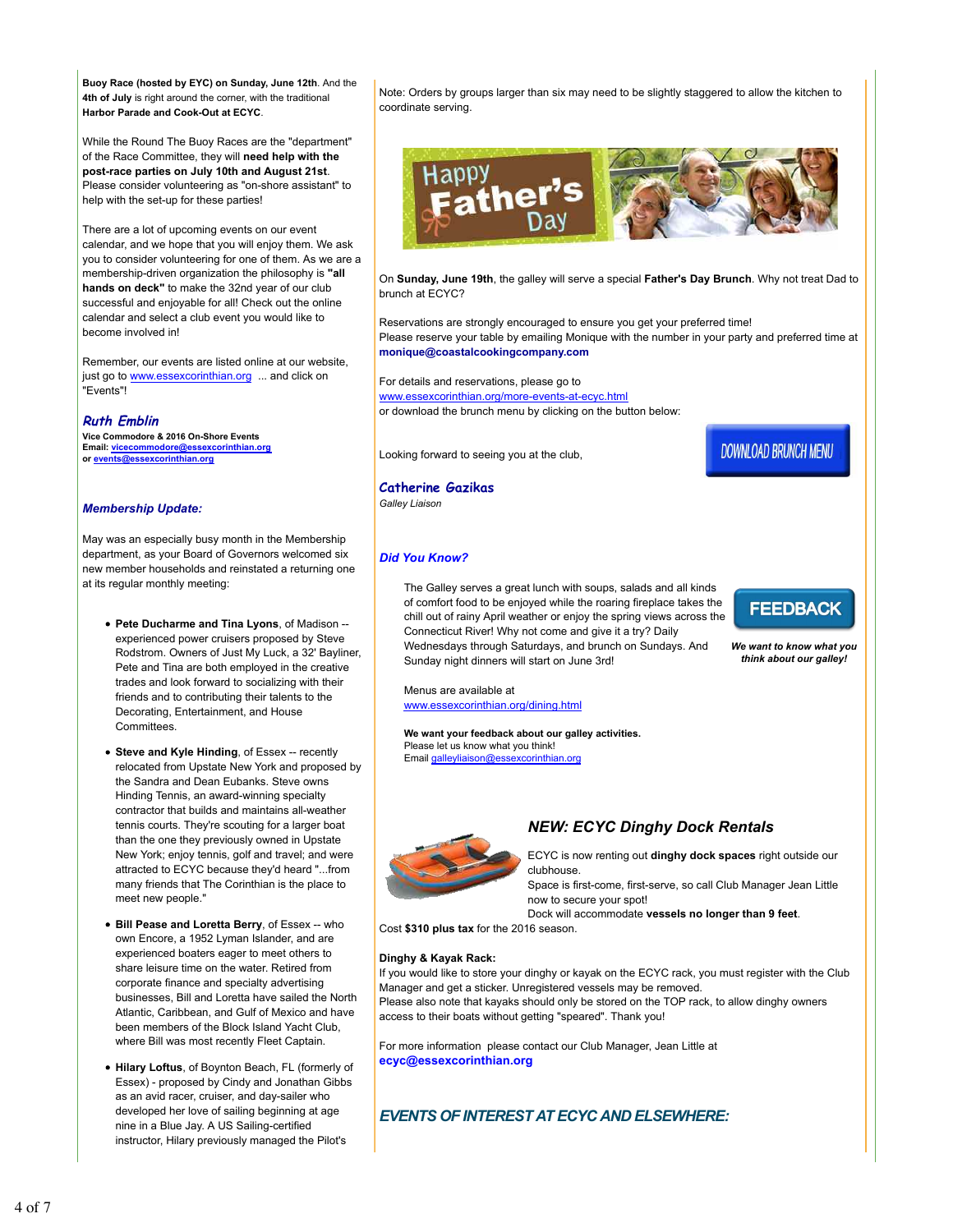**Buoy Race (hosted by EYC) on Sunday, June 12th**. And the **4th of July** is right around the corner, with the traditional **Harbor Parade and Cook-Out at ECYC**.

While the Round The Buoy Races are the "department" of the Race Committee, they will **need help with the post-race parties on July 10th and August 21st**. Please consider volunteering as "on-shore assistant" to help with the set-up for these parties!

There are a lot of upcoming events on our event calendar, and we hope that you will enjoy them. We ask you to consider volunteering for one of them. As we are a membership-driven organization the philosophy is **"all hands on deck"** to make the 32nd year of our club successful and enjoyable for all! Check out the online calendar and select a club event you would like to become involved in!

Remember, our events are listed online at our website, just go to www.essexcorinthian.org ... and click on "Events"!

**Ruth Emblin**
**Vice Commodore & 2016 On-Shore Events**
**Email: vicecommodore@essexcorinthian.org**
**or events@essexcorinthian.org**

### *Membership Update:*

May was an especially busy month in the Membership department, as your Board of Governors welcomed six new member households and reinstated a returning one at its regular monthly meeting:

- **Pete Ducharme and Tina Lyons**, of Madison -- experienced power cruisers proposed by Steve Rodstrom. Owners of Just My Luck, a 32' Bayliner, Pete and Tina are both employed in the creative trades and look forward to socializing with their friends and to contributing their talents to the Decorating, Entertainment, and House Committees.
- **Steve and Kyle Hinding**, of Essex -- recently relocated from Upstate New York and proposed by the Sandra and Dean Eubanks. Steve owns Hinding Tennis, an award-winning specialty contractor that builds and maintains all-weather tennis courts. They're scouting for a larger boat than the one they previously owned in Upstate New York; enjoy tennis, golf and travel; and were attracted to ECYC because they'd heard "...from many friends that The Corinthian is the place to meet new people."
- **Bill Pease and Loretta Berry**, of Essex -- who own Encore, a 1952 Lyman Islander, and are experienced boaters eager to meet others to share leisure time on the water. Retired from corporate finance and specialty advertising businesses, Bill and Loretta have sailed the North Atlantic, Caribbean, and Gulf of Mexico and have been members of the Block Island Yacht Club, where Bill was most recently Fleet Captain.
- **Hilary Loftus**, of Boynton Beach, FL (formerly of Essex) - proposed by Cindy and Jonathan Gibbs as an avid racer, cruiser, and day-sailer who developed her love of sailing beginning at age nine in a Blue Jay. A US Sailing-certified instructor, Hilary previously managed the Pilot's

Note: Orders by groups larger than six may need to be slightly staggered to allow the kitchen to coordinate serving.

On **Sunday, June 19th**, the galley will serve a special **Father's Day Brunch**. Why not treat Dad to brunch at ECYC?

Reservations are strongly encouraged to ensure you get your preferred time!
Please reserve your table by emailing Monique with the number in your party and preferred time at **monique@coastalcookingcompany.com**

For details and reservations, please go to
www.essexcorinthian.org/more-events-at-ecyc.html
or download the brunch menu by clicking on the button below:

DOWNLOAD BRUNCH MENU

Looking forward to seeing you at the club,

**Catherine Gazikas**
*Galley Liaison*

### *Did You Know?*

The Galley serves a great lunch with soups, salads and all kinds of comfort food to be enjoyed while the roaring fireplace takes the chill out of rainy April weather or enjoy the spring views across the Connecticut River! Why not come and give it a try? Daily Wednesdays through Saturdays, and brunch on Sundays. And Sunday night dinners will start on June 3rd!

FEEDBACK

***We want to know what you think about our galley!***

Menus are available at
www.essexcorinthian.org/dining.html

**We want your feedback about our galley activities.**
Please let us know what you think!
Email galleyliaison@essexcorinthian.org

### *NEW: ECYC Dinghy Dock Rentals*

ECYC is now renting out **dinghy dock spaces** right outside our clubhouse.
Space is first-come, first-serve, so call Club Manager Jean Little now to secure your spot!
Dock will accommodate **vessels no longer than 9 feet**.
Cost **$310 plus tax** for the 2016 season.

**Dinghy & Kayak Rack:**
If you would like to store your dinghy or kayak on the ECYC rack, you must register with the Club Manager and get a sticker. Unregistered vessels may be removed.
Please also note that kayaks should only be stored on the TOP rack, to allow dinghy owners access to their boats without getting "speared". Thank you!

For more information please contact our Club Manager, Jean Little at **ecyc@essexcorinthian.org**

### *EVENTS OF INTEREST AT ECYC AND ELSEWHERE:*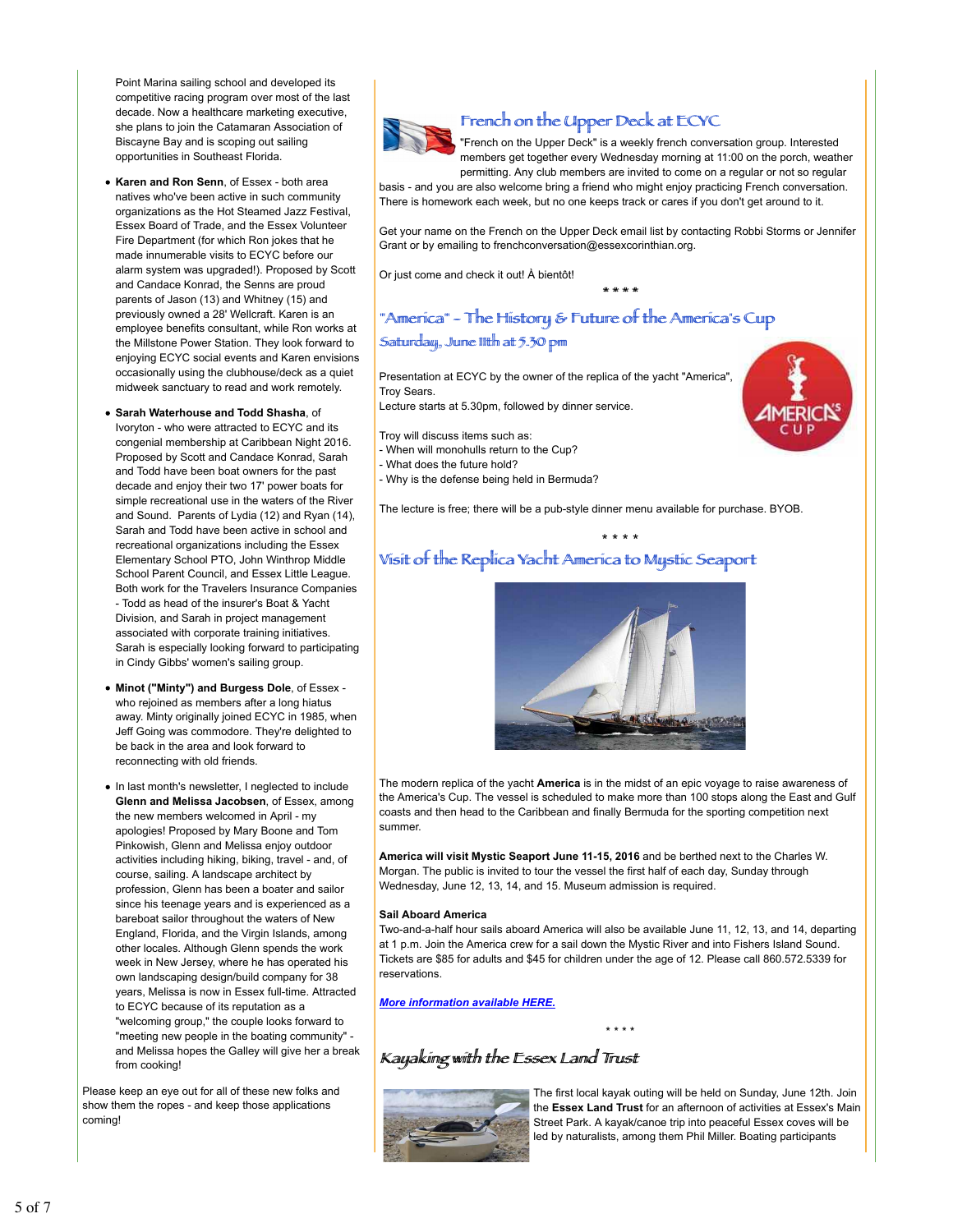Point Marina sailing school and developed its competitive racing program over most of the last decade. Now a healthcare marketing executive, she plans to join the Catamaran Association of Biscayne Bay and is scoping out sailing opportunities in Southeast Florida.

- **Karen and Ron Senn**, of Essex - both area natives who've been active in such community organizations as the Hot Steamed Jazz Festival, Essex Board of Trade, and the Essex Volunteer Fire Department (for which Ron jokes that he made innumerable visits to ECYC before our alarm system was upgraded!). Proposed by Scott and Candace Konrad, the Senns are proud parents of Jason (13) and Whitney (15) and previously owned a 28' Wellcraft. Karen is an employee benefits consultant, while Ron works at the Millstone Power Station. They look forward to enjoying ECYC social events and Karen envisions occasionally using the clubhouse/deck as a quiet midweek sanctuary to read and work remotely.
- **Sarah Waterhouse and Todd Shasha**, of Ivoryton - who were attracted to ECYC and its congenial membership at Caribbean Night 2016. Proposed by Scott and Candace Konrad, Sarah and Todd have been boat owners for the past decade and enjoy their two 17' power boats for simple recreational use in the waters of the River and Sound. Parents of Lydia (12) and Ryan (14), Sarah and Todd have been active in school and recreational organizations including the Essex Elementary School PTO, John Winthrop Middle School Parent Council, and Essex Little League. Both work for the Travelers Insurance Companies - Todd as head of the insurer's Boat & Yacht Division, and Sarah in project management associated with corporate training initiatives. Sarah is especially looking forward to participating in Cindy Gibbs' women's sailing group.
- **Minot ("Minty") and Burgess Dole**, of Essex - who rejoined as members after a long hiatus away. Minty originally joined ECYC in 1985, when Jeff Going was commodore. They're delighted to be back in the area and look forward to reconnecting with old friends.
- In last month's newsletter, I neglected to include **Glenn and Melissa Jacobsen**, of Essex, among the new members welcomed in April - my apologies! Proposed by Mary Boone and Tom Pinkowish, Glenn and Melissa enjoy outdoor activities including hiking, biking, travel - and, of course, sailing. A landscape architect by profession, Glenn has been a boater and sailor since his teenage years and is experienced as a bareboat sailor throughout the waters of New England, Florida, and the Virgin Islands, among other locales. Although Glenn spends the work week in New Jersey, where he has operated his own landscaping design/build company for 38 years, Melissa is now in Essex full-time. Attracted to ECYC because of its reputation as a "welcoming group," the couple looks forward to "meeting new people in the boating community" - and Melissa hopes the Galley will give her a break from cooking!

Please keep an eye out for all of these new folks and show them the ropes - and keep those applications coming!

## French on the Upper Deck at ECYC

"French on the Upper Deck" is a weekly french conversation group. Interested members get together every Wednesday morning at 11:00 on the porch, weather permitting. Any club members are invited to come on a regular or not so regular basis - and you are also welcome bring a friend who might enjoy practicing French conversation. There is homework each week, but no one keeps track or cares if you don't get around to it.

Get your name on the French on the Upper Deck email list by contacting Robbi Storms or Jennifer Grant or by emailing to frenchconversation@essexcorinthian.org.

Or just come and check it out! À bientôt!

\* \* \* \*

## "America" - The History & Future of the America's Cup

### Saturday, June 11th at 5.30 pm

Presentation at ECYC by the owner of the replica of the yacht "America", Troy Sears.
Lecture starts at 5.30pm, followed by dinner service.

Troy will discuss items such as:
- When will monohulls return to the Cup?
- What does the future hold?
- Why is the defense being held in Bermuda?

The lecture is free; there will be a pub-style dinner menu available for purchase. BYOB.

\* \* \* \*

## Visit of the Replica Yacht America to Mystic Seaport

The modern replica of the yacht **America** is in the midst of an epic voyage to raise awareness of the America's Cup. The vessel is scheduled to make more than 100 stops along the East and Gulf coasts and then head to the Caribbean and finally Bermuda for the sporting competition next summer.

**America will visit Mystic Seaport June 11-15, 2016** and be berthed next to the Charles W. Morgan. The public is invited to tour the vessel the first half of each day, Sunday through Wednesday, June 12, 13, 14, and 15. Museum admission is required.

**Sail Aboard America**
Two-and-a-half hour sails aboard America will also be available June 11, 12, 13, and 14, departing at 1 p.m. Join the America crew for a sail down the Mystic River and into Fishers Island Sound. Tickets are $85 for adults and $45 for children under the age of 12. Please call 860.572.5339 for reservations.

***More information available HERE.***

\* \* \* \*

## Kayaking with the Essex Land Trust

The first local kayak outing will be held on Sunday, June 12th. Join the **Essex Land Trust** for an afternoon of activities at Essex's Main Street Park. A kayak/canoe trip into peaceful Essex coves will be led by naturalists, among them Phil Miller. Boating participants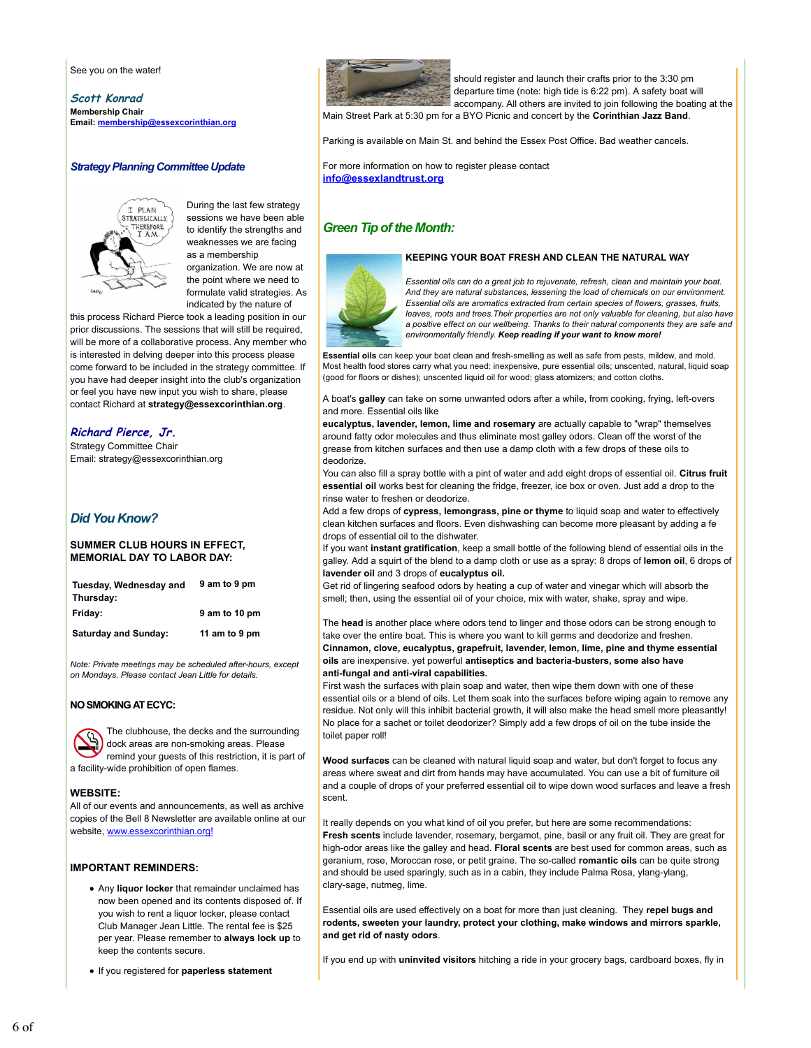See you on the water!

*Scott Konrad*
**Membership Chair**
**Email: membership@essexcorinthian.org**

### *Strategy Planning Committee Update*

During the last few strategy sessions we have been able to identify the strengths and weaknesses we are facing as a membership organization. We are now at the point where we need to formulate valid strategies. As indicated by the nature of this process Richard Pierce took a leading position in our prior discussions. The sessions that will still be required, will be more of a collaborative process. Any member who is interested in delving deeper into this process please come forward to be included in the strategy committee. If you have had deeper insight into the club's organization or feel you have new input you wish to share, please contact Richard at **strategy@essexcorinthian.org**.

*Richard Pierce, Jr.*
Strategy Committee Chair
Email: strategy@essexcorinthian.org

### *Did You Know?*

**SUMMER CLUB HOURS IN EFFECT, MEMORIAL DAY TO LABOR DAY:**

| | |
|---|---|
| **Tuesday, Wednesday and Thursday:** | **9 am to 9 pm** |
| **Friday:** | **9 am to 10 pm** |
| **Saturday and Sunday:** | **11 am to 9 pm** |

*Note: Private meetings may be scheduled after-hours, except on Mondays. Please contact Jean Little for details.*

**NO SMOKING AT ECYC:**

The clubhouse, the decks and the surrounding dock areas are non-smoking areas. Please remind your guests of this restriction, it is part of a facility-wide prohibition of open flames.

**WEBSITE:**
All of our events and announcements, as well as archive copies of the Bell 8 Newsletter are available online at our website, www.essexcorinthian.org!

**IMPORTANT REMINDERS:**

- Any **liquor locker** that remainder unclaimed has now been opened and its contents disposed of. If you wish to rent a liquor locker, please contact Club Manager Jean Little. The rental fee is $25 per year. Please remember to **always lock up** to keep the contents secure.
- If you registered for **paperless statement**

should register and launch their crafts prior to the 3:30 pm departure time (note: high tide is 6:22 pm). A safety boat will accompany. All others are invited to join following the boating at the Main Street Park at 5:30 pm for a BYO Picnic and concert by the **Corinthian Jazz Band**.

Parking is available on Main St. and behind the Essex Post Office. Bad weather cancels.

For more information on how to register please contact **info@essexlandtrust.org**

### *Green Tip of the Month:*

**KEEPING YOUR BOAT FRESH AND CLEAN THE NATURAL WAY**

*Essential oils can do a great job to rejuvenate, refresh, clean and maintain your boat. And they are natural substances, lessening the load of chemicals on our environment. Essential oils are aromatics extracted from certain species of flowers, grasses, fruits, leaves, roots and trees.Their properties are not only valuable for cleaning, but also have a positive effect on our wellbeing. Thanks to their natural components they are safe and environmentally friendly.* ***Keep reading if your want to know more!***

**Essential oils** can keep your boat clean and fresh-smelling as well as safe from pests, mildew, and mold. Most health food stores carry what you need: inexpensive, pure essential oils; unscented, natural, liquid soap (good for floors or dishes); unscented liquid oil for wood; glass atomizers; and cotton cloths.

A boat's **galley** can take on some unwanted odors after a while, from cooking, frying, left-overs and more. Essential oils like **eucalyptus, lavender, lemon, lime and rosemary** are actually capable to "wrap" themselves around fatty odor molecules and thus eliminate most galley odors. Clean off the worst of the grease from kitchen surfaces and then use a damp cloth with a few drops of these oils to deodorize.
You can also fill a spray bottle with a pint of water and add eight drops of essential oil. **Citrus fruit essential oil** works best for cleaning the fridge, freezer, ice box or oven. Just add a drop to the rinse water to freshen or deodorize.
Add a few drops of **cypress, lemongrass, pine or thyme** to liquid soap and water to effectively clean kitchen surfaces and floors. Even dishwashing can become more pleasant by adding a fe drops of essential oil to the dishwater.
If you want **instant gratification**, keep a small bottle of the following blend of essential oils in the galley. Add a squirt of the blend to a damp cloth or use as a spray: 8 drops of **lemon oil**, 6 drops of **lavender oil** and 3 drops of **eucalyptus oil.**
Get rid of lingering seafood odors by heating a cup of water and vinegar which will absorb the smell; then, using the essential oil of your choice, mix with water, shake, spray and wipe.

The **head** is another place where odors tend to linger and those odors can be strong enough to take over the entire boat. This is where you want to kill germs and deodorize and freshen. **Cinnamon, clove, eucalyptus, grapefruit, lavender, lemon, lime, pine and thyme essential oils** are inexpensive. yet powerful **antiseptics and bacteria-busters, some also have anti-fungal and anti-viral capabilities.**
First wash the surfaces with plain soap and water, then wipe them down with one of these essential oils or a blend of oils. Let them soak into the surfaces before wiping again to remove any residue. Not only will this inhibit bacterial growth, it will also make the head smell more pleasantly! No place for a sachet or toilet deodorizer? Simply add a few drops of oil on the tube inside the toilet paper roll!

**Wood surfaces** can be cleaned with natural liquid soap and water, but don't forget to focus any areas where sweat and dirt from hands may have accumulated. You can use a bit of furniture oil and a couple of drops of your preferred essential oil to wipe down wood surfaces and leave a fresh scent.

It really depends on you what kind of oil you prefer, but here are some recommendations:
**Fresh scents** include lavender, rosemary, bergamot, pine, basil or any fruit oil. They are great for high-odor areas like the galley and head. **Floral scents** are best used for common areas, such as geranium, rose, Moroccan rose, or petit graine. The so-called **romantic oils** can be quite strong and should be used sparingly, such as in a cabin, they include Palma Rosa, ylang-ylang, clary-sage, nutmeg, lime.

Essential oils are used effectively on a boat for more than just cleaning. They **repel bugs and rodents, sweeten your laundry, protect your clothing, make windows and mirrors sparkle, and get rid of nasty odors**.

If you end up with **uninvited visitors** hitching a ride in your grocery bags, cardboard boxes, fly in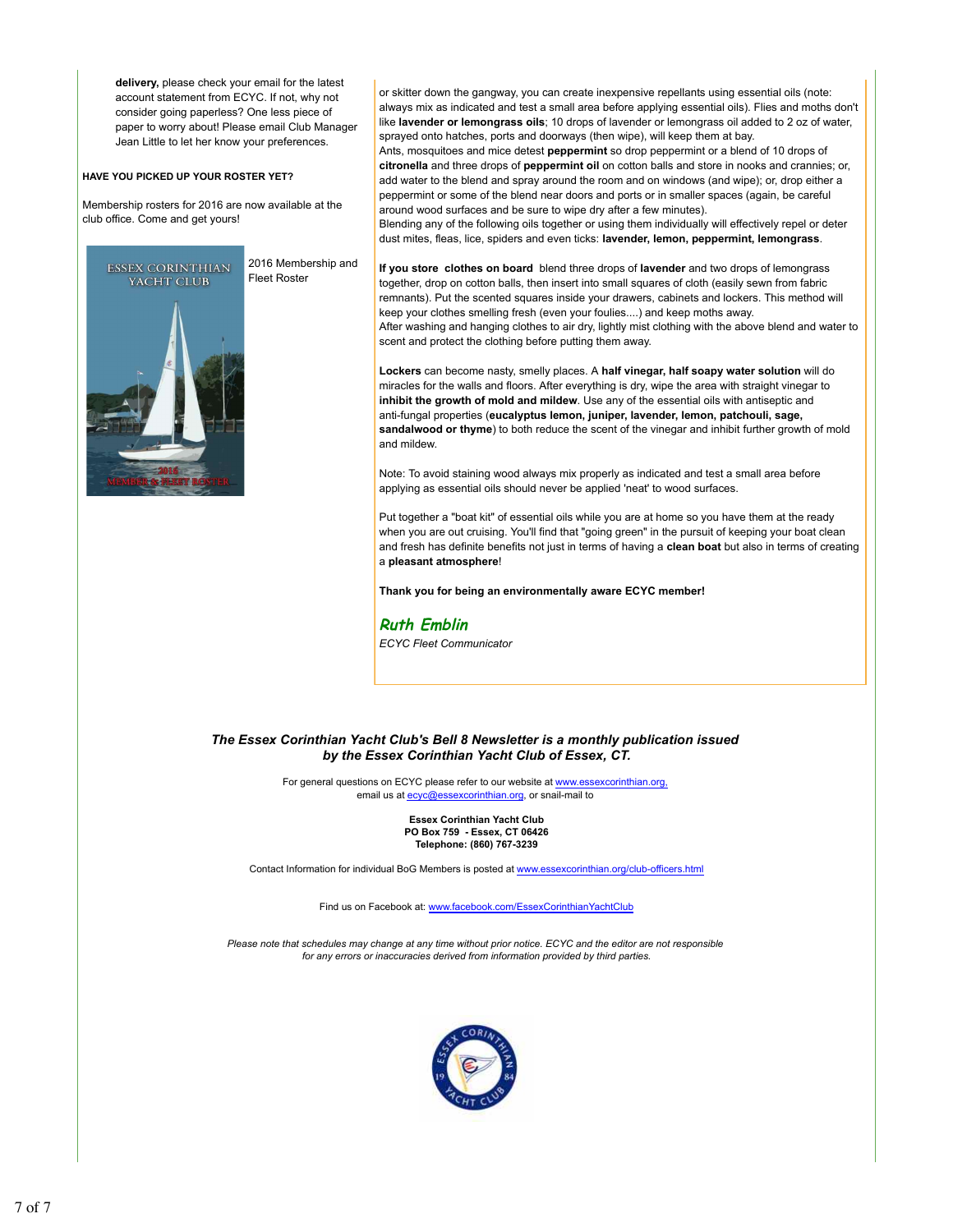**delivery,** please check your email for the latest account statement from ECYC. If not, why not consider going paperless? One less piece of paper to worry about! Please email Club Manager Jean Little to let her know your preferences.

**HAVE YOU PICKED UP YOUR ROSTER YET?**

Membership rosters for 2016 are now available at the club office. Come and get yours!

ESSEX CORINTHIAN YACHT CLUB

2016 MEMBER & FLEET ROSTER

2016 Membership and Fleet Roster

or skitter down the gangway, you can create inexpensive repellants using essential oils (note: always mix as indicated and test a small area before applying essential oils). Flies and moths don't like **lavender or lemongrass oils**; 10 drops of lavender or lemongrass oil added to 2 oz of water, sprayed onto hatches, ports and doorways (then wipe), will keep them at bay.
Ants, mosquitoes and mice detest **peppermint** so drop peppermint or a blend of 10 drops of **citronella** and three drops of **peppermint oil** on cotton balls and store in nooks and crannies; or, add water to the blend and spray around the room and on windows (and wipe); or, drop either a peppermint or some of the blend near doors and ports or in smaller spaces (again, be careful around wood surfaces and be sure to wipe dry after a few minutes).
Blending any of the following oils together or using them individually will effectively repel or deter dust mites, fleas, lice, spiders and even ticks: **lavender, lemon, peppermint, lemongrass**.

**If you store clothes on board** blend three drops of **lavender** and two drops of lemongrass together, drop on cotton balls, then insert into small squares of cloth (easily sewn from fabric remnants). Put the scented squares inside your drawers, cabinets and lockers. This method will keep your clothes smelling fresh (even your foulies....) and keep moths away.
After washing and hanging clothes to air dry, lightly mist clothing with the above blend and water to scent and protect the clothing before putting them away.

**Lockers** can become nasty, smelly places. A **half vinegar, half soapy water solution** will do miracles for the walls and floors. After everything is dry, wipe the area with straight vinegar to **inhibit the growth of mold and mildew**. Use any of the essential oils with antiseptic and anti-fungal properties (**eucalyptus lemon, juniper, lavender, lemon, patchouli, sage, sandalwood or thyme**) to both reduce the scent of the vinegar and inhibit further growth of mold and mildew.

Note: To avoid staining wood always mix properly as indicated and test a small area before applying as essential oils should never be applied 'neat' to wood surfaces.

Put together a "boat kit" of essential oils while you are at home so you have them at the ready when you are out cruising. You'll find that "going green" in the pursuit of keeping your boat clean and fresh has definite benefits not just in terms of having a **clean boat** but also in terms of creating a **pleasant atmosphere**!

**Thank you for being an environmentally aware ECYC member!**

***Ruth Emblin***
*ECYC Fleet Communicator*

***The Essex Corinthian Yacht Club's Bell 8 Newsletter is a monthly publication issued by the Essex Corinthian Yacht Club of Essex, CT.***

For general questions on ECYC please refer to our website at www.essexcorinthian.org, email us at ecyc@essexcorinthian.org, or snail-mail to

**Essex Corinthian Yacht Club**
**PO Box 759 - Essex, CT 06426**
**Telephone: (860) 767-3239**

Contact Information for individual BoG Members is posted at www.essexcorinthian.org/club-officers.html

Find us on Facebook at: www.facebook.com/EssexCorinthianYachtClub

*Please note that schedules may change at any time without prior notice. ECYC and the editor are not responsible for any errors or inaccuracies derived from information provided by third parties.*

ESSEX CORINTHIAN YACHT CLUB 19 84